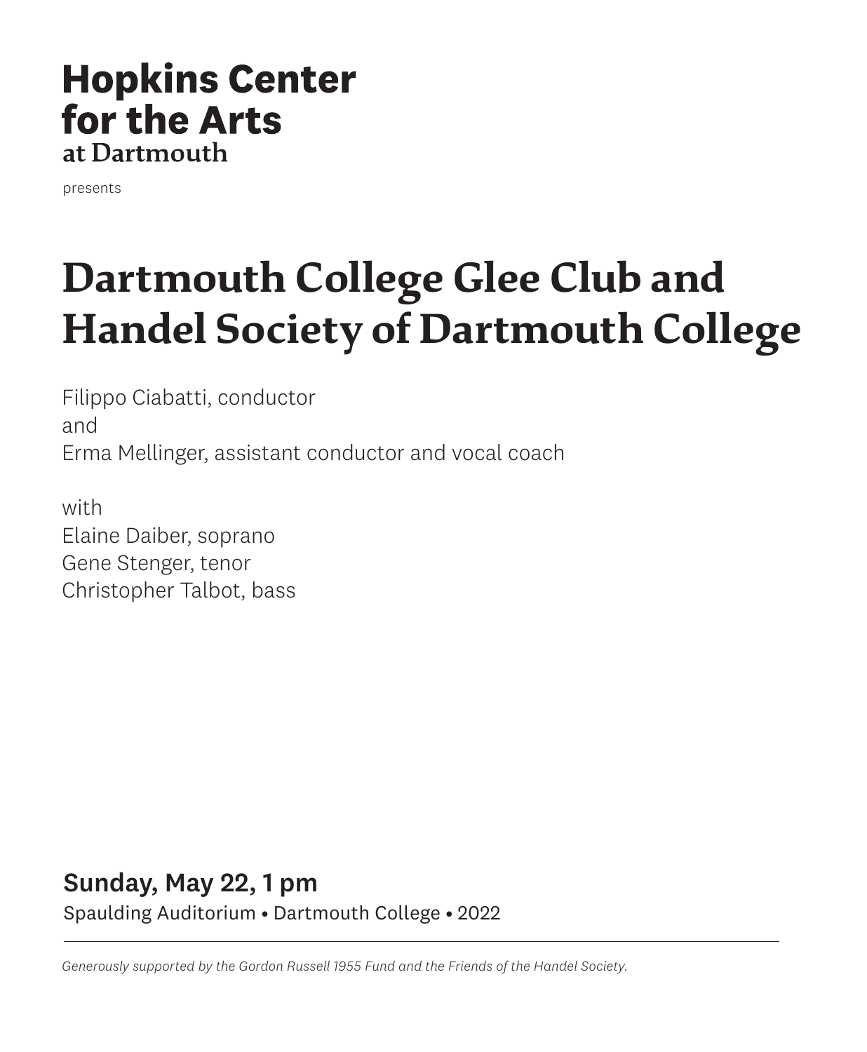**Hopkins Center for the Arts**
**at Dartmouth**

presents

# Dartmouth College Glee Club and Handel Society of Dartmouth College

Filippo Ciabatti, conductor
and
Erma Mellinger, assistant conductor and vocal coach

with
Elaine Daiber, soprano
Gene Stenger, tenor
Christopher Talbot, bass

## Sunday, May 22, 1 pm

Spaulding Auditorium • Dartmouth College • 2022

---

*Generously supported by the Gordon Russell 1955 Fund and the Friends of the Handel Society.*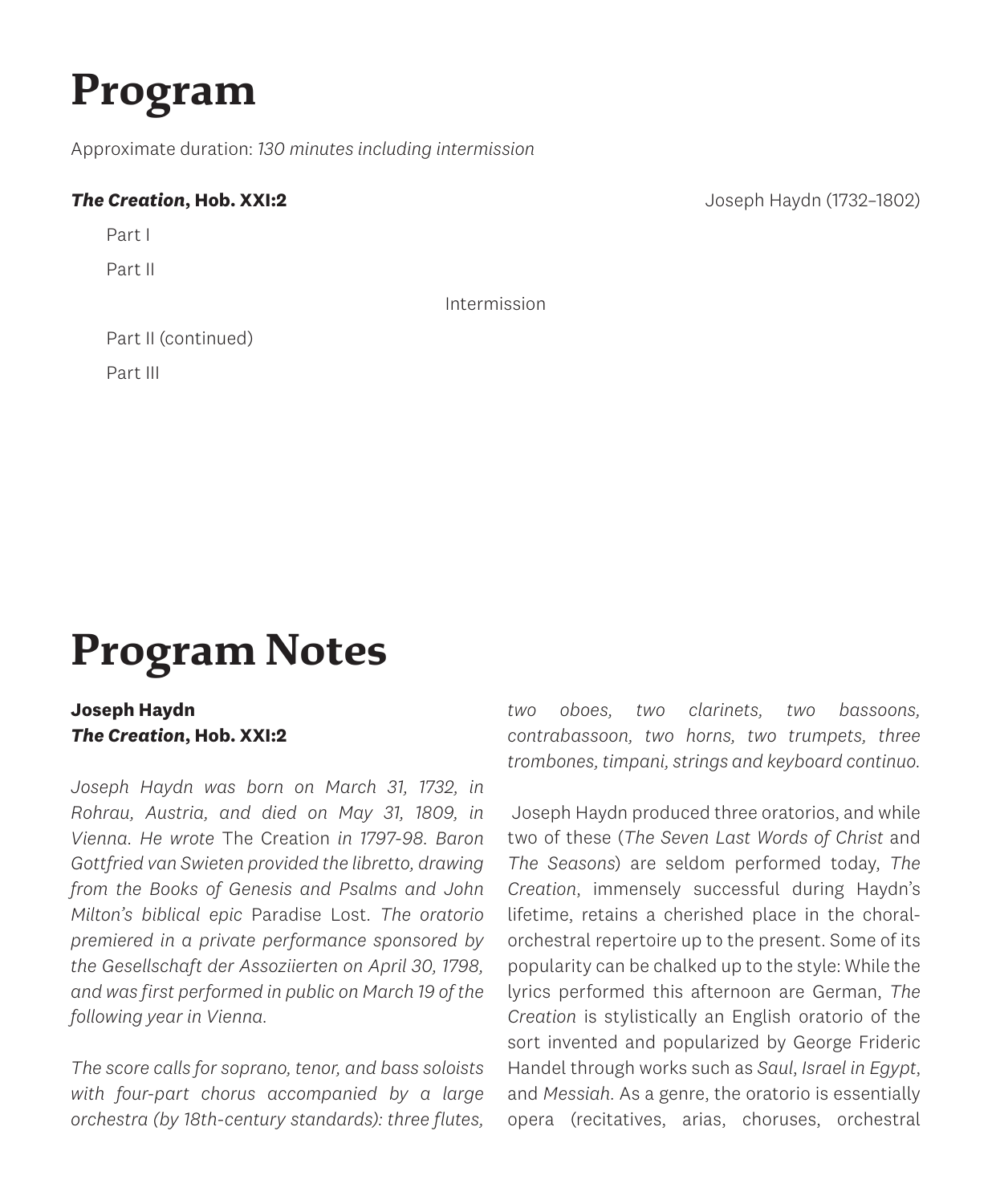# Program

Approximate duration: *130 minutes including intermission*

***The Creation*, Hob. XXI:2** Joseph Haydn (1732–1802)

Part I

Part II

Intermission

Part II (continued)

Part III

# Program Notes

**Joseph Haydn**
***The Creation*, Hob. XXI:2**

*Joseph Haydn was born on March 31, 1732, in Rohrau, Austria, and died on May 31, 1809, in Vienna. He wrote* The Creation *in 1797-98. Baron Gottfried van Swieten provided the libretto, drawing from the Books of Genesis and Psalms and John Milton's biblical epic* Paradise Lost. *The oratorio premiered in a private performance sponsored by the Gesellschaft der Assoziierten on April 30, 1798, and was first performed in public on March 19 of the following year in Vienna.*

*The score calls for soprano, tenor, and bass soloists with four-part chorus accompanied by a large orchestra (by 18th-century standards): three flutes, two oboes, two clarinets, two bassoons, contrabassoon, two horns, two trumpets, three trombones, timpani, strings and keyboard continuo.*

Joseph Haydn produced three oratorios, and while two of these (*The Seven Last Words of Christ* and *The Seasons*) are seldom performed today, *The Creation*, immensely successful during Haydn's lifetime, retains a cherished place in the choral-orchestral repertoire up to the present. Some of its popularity can be chalked up to the style: While the lyrics performed this afternoon are German, *The Creation* is stylistically an English oratorio of the sort invented and popularized by George Frideric Handel through works such as *Saul*, *Israel in Egypt*, and *Messiah*. As a genre, the oratorio is essentially opera (recitatives, arias, choruses, orchestral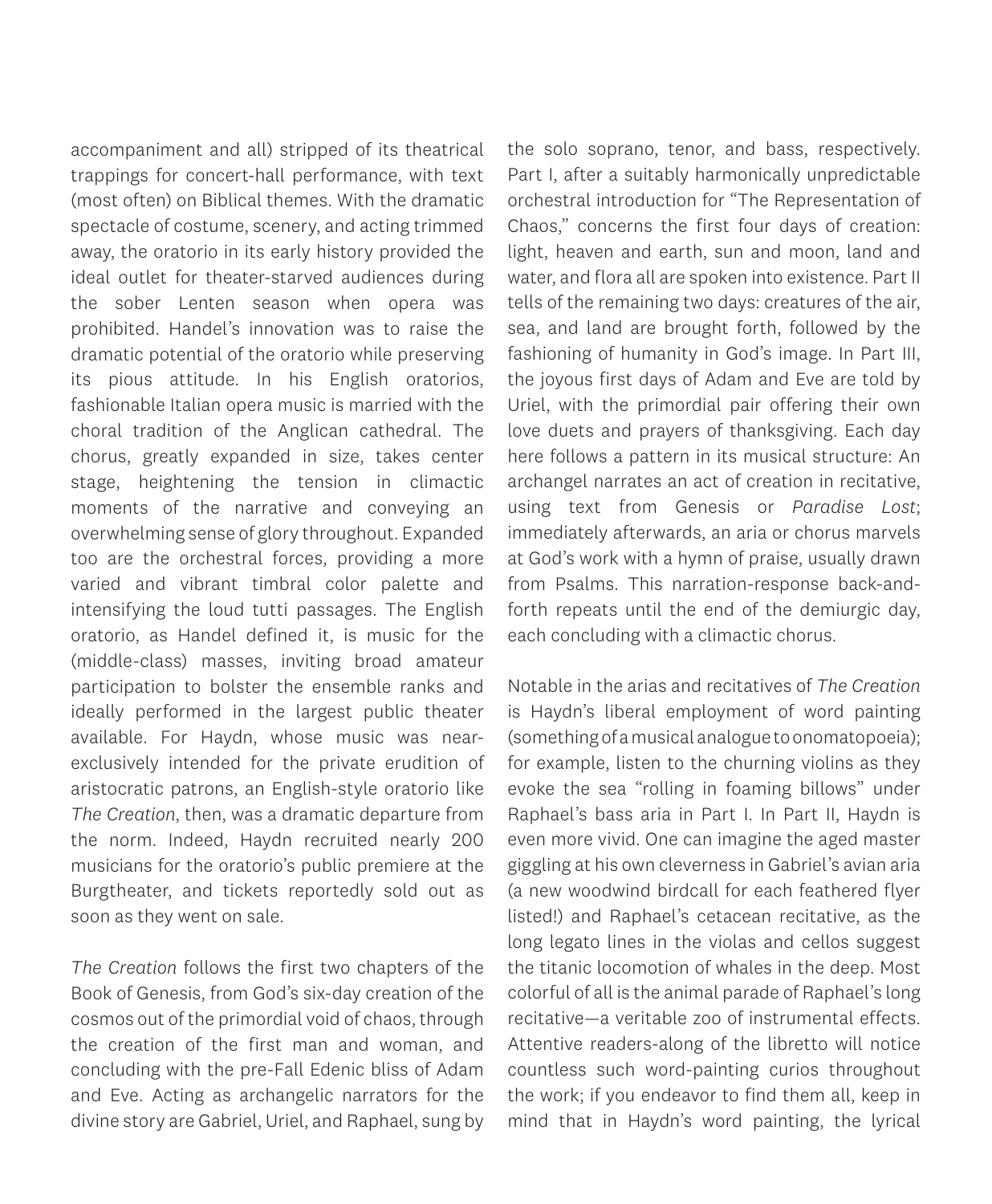accompaniment and all) stripped of its theatrical trappings for concert-hall performance, with text (most often) on Biblical themes. With the dramatic spectacle of costume, scenery, and acting trimmed away, the oratorio in its early history provided the ideal outlet for theater-starved audiences during the sober Lenten season when opera was prohibited. Handel's innovation was to raise the dramatic potential of the oratorio while preserving its pious attitude. In his English oratorios, fashionable Italian opera music is married with the choral tradition of the Anglican cathedral. The chorus, greatly expanded in size, takes center stage, heightening the tension in climactic moments of the narrative and conveying an overwhelming sense of glory throughout. Expanded too are the orchestral forces, providing a more varied and vibrant timbral color palette and intensifying the loud tutti passages. The English oratorio, as Handel defined it, is music for the (middle-class) masses, inviting broad amateur participation to bolster the ensemble ranks and ideally performed in the largest public theater available. For Haydn, whose music was near-exclusively intended for the private erudition of aristocratic patrons, an English-style oratorio like *The Creation*, then, was a dramatic departure from the norm. Indeed, Haydn recruited nearly 200 musicians for the oratorio's public premiere at the Burgtheater, and tickets reportedly sold out as soon as they went on sale.

*The Creation* follows the first two chapters of the Book of Genesis, from God's six-day creation of the cosmos out of the primordial void of chaos, through the creation of the first man and woman, and concluding with the pre-Fall Edenic bliss of Adam and Eve. Acting as archangelic narrators for the divine story are Gabriel, Uriel, and Raphael, sung by the solo soprano, tenor, and bass, respectively. Part I, after a suitably harmonically unpredictable orchestral introduction for "The Representation of Chaos," concerns the first four days of creation: light, heaven and earth, sun and moon, land and water, and flora all are spoken into existence. Part II tells of the remaining two days: creatures of the air, sea, and land are brought forth, followed by the fashioning of humanity in God's image. In Part III, the joyous first days of Adam and Eve are told by Uriel, with the primordial pair offering their own love duets and prayers of thanksgiving. Each day here follows a pattern in its musical structure: An archangel narrates an act of creation in recitative, using text from Genesis or *Paradise Lost*; immediately afterwards, an aria or chorus marvels at God's work with a hymn of praise, usually drawn from Psalms. This narration-response back-and-forth repeats until the end of the demiurgic day, each concluding with a climactic chorus.

Notable in the arias and recitatives of *The Creation* is Haydn's liberal employment of word painting (something of a musical analogue to onomatopoeia); for example, listen to the churning violins as they evoke the sea "rolling in foaming billows" under Raphael's bass aria in Part I. In Part II, Haydn is even more vivid. One can imagine the aged master giggling at his own cleverness in Gabriel's avian aria (a new woodwind birdcall for each feathered flyer listed!) and Raphael's cetacean recitative, as the long legato lines in the violas and cellos suggest the titanic locomotion of whales in the deep. Most colorful of all is the animal parade of Raphael's long recitative—a veritable zoo of instrumental effects. Attentive readers-along of the libretto will notice countless such word-painting curios throughout the work; if you endeavor to find them all, keep in mind that in Haydn's word painting, the lyrical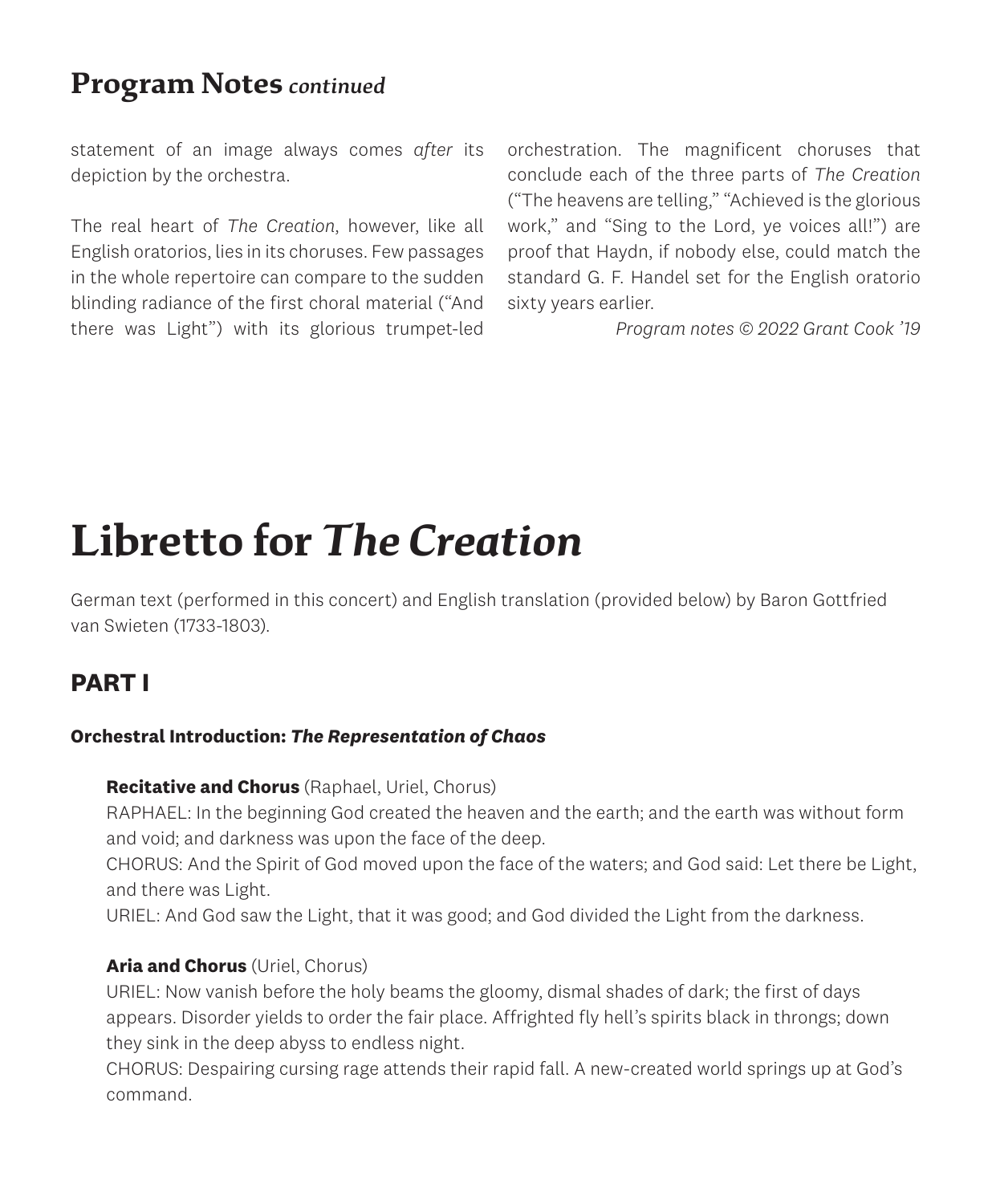## Program Notes *continued*

statement of an image always comes *after* its depiction by the orchestra.

The real heart of *The Creation*, however, like all English oratorios, lies in its choruses. Few passages in the whole repertoire can compare to the sudden blinding radiance of the first choral material ("And there was Light") with its glorious trumpet-led orchestration. The magnificent choruses that conclude each of the three parts of *The Creation* ("The heavens are telling," "Achieved is the glorious work," and "Sing to the Lord, ye voices all!") are proof that Haydn, if nobody else, could match the standard G. F. Handel set for the English oratorio sixty years earlier.

*Program notes © 2022 Grant Cook '19*

# Libretto for *The Creation*

German text (performed in this concert) and English translation (provided below) by Baron Gottfried van Swieten (1733-1803).

## PART I

### Orchestral Introduction: *The Representation of Chaos*

**Recitative and Chorus** (Raphael, Uriel, Chorus)
RAPHAEL: In the beginning God created the heaven and the earth; and the earth was without form and void; and darkness was upon the face of the deep.
CHORUS: And the Spirit of God moved upon the face of the waters; and God said: Let there be Light, and there was Light.
URIEL: And God saw the Light, that it was good; and God divided the Light from the darkness.

**Aria and Chorus** (Uriel, Chorus)
URIEL: Now vanish before the holy beams the gloomy, dismal shades of dark; the first of days appears. Disorder yields to order the fair place. Affrighted fly hell's spirits black in throngs; down they sink in the deep abyss to endless night.
CHORUS: Despairing cursing rage attends their rapid fall. A new-created world springs up at God's command.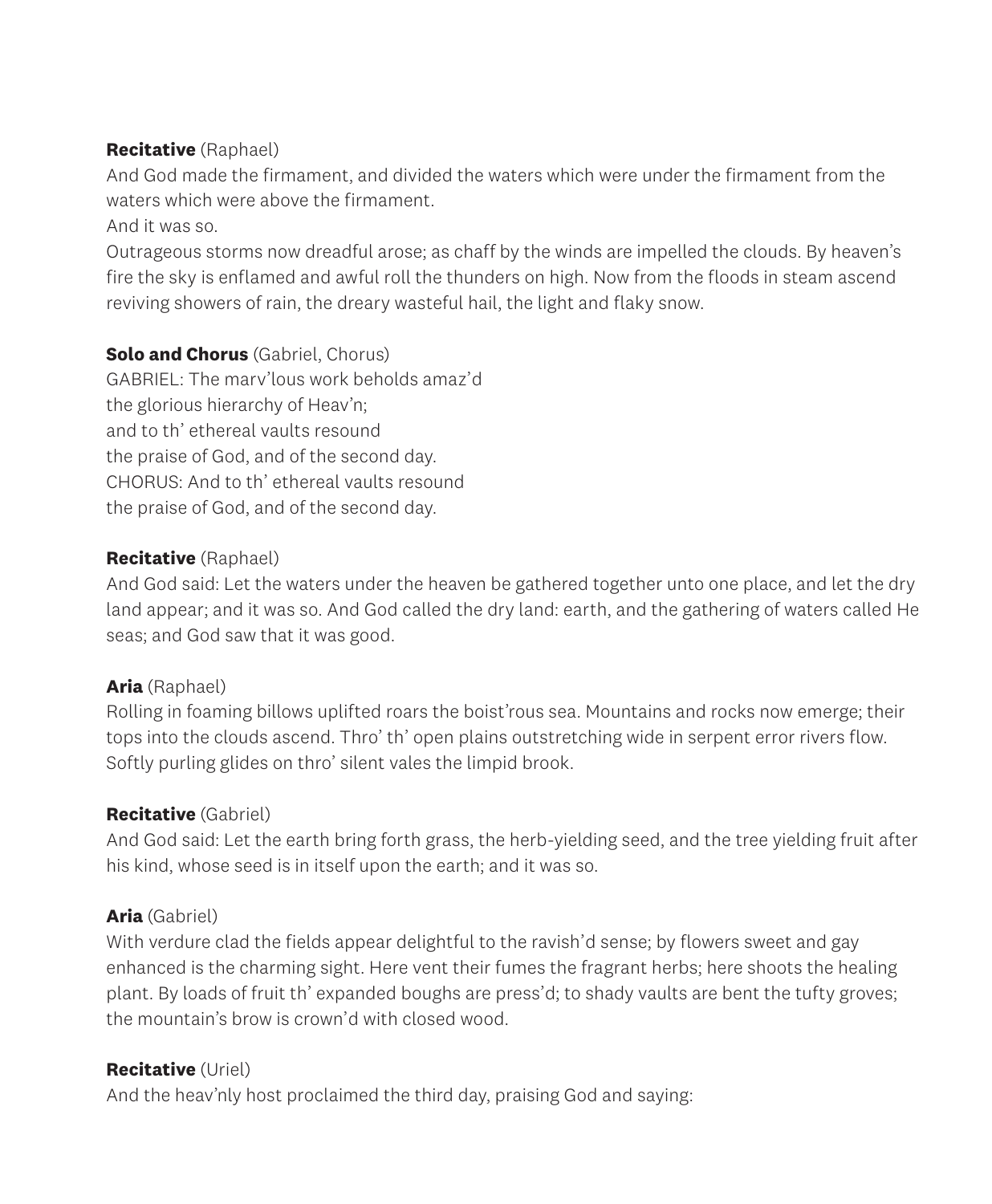**Recitative** (Raphael)
And God made the firmament, and divided the waters which were under the firmament from the waters which were above the firmament.
And it was so.
Outrageous storms now dreadful arose; as chaff by the winds are impelled the clouds. By heaven's fire the sky is enflamed and awful roll the thunders on high. Now from the floods in steam ascend reviving showers of rain, the dreary wasteful hail, the light and flaky snow.

**Solo and Chorus** (Gabriel, Chorus)
GABRIEL: The marv'lous work beholds amaz'd
the glorious hierarchy of Heav'n;
and to th' ethereal vaults resound
the praise of God, and of the second day.
CHORUS: And to th' ethereal vaults resound
the praise of God, and of the second day.

**Recitative** (Raphael)
And God said: Let the waters under the heaven be gathered together unto one place, and let the dry land appear; and it was so. And God called the dry land: earth, and the gathering of waters called He seas; and God saw that it was good.

**Aria** (Raphael)
Rolling in foaming billows uplifted roars the boist'rous sea. Mountains and rocks now emerge; their tops into the clouds ascend. Thro' th' open plains outstretching wide in serpent error rivers flow. Softly purling glides on thro' silent vales the limpid brook.

**Recitative** (Gabriel)
And God said: Let the earth bring forth grass, the herb-yielding seed, and the tree yielding fruit after his kind, whose seed is in itself upon the earth; and it was so.

**Aria** (Gabriel)
With verdure clad the fields appear delightful to the ravish'd sense; by flowers sweet and gay enhanced is the charming sight. Here vent their fumes the fragrant herbs; here shoots the healing plant. By loads of fruit th' expanded boughs are press'd; to shady vaults are bent the tufty groves; the mountain's brow is crown'd with closed wood.

**Recitative** (Uriel)
And the heav'nly host proclaimed the third day, praising God and saying: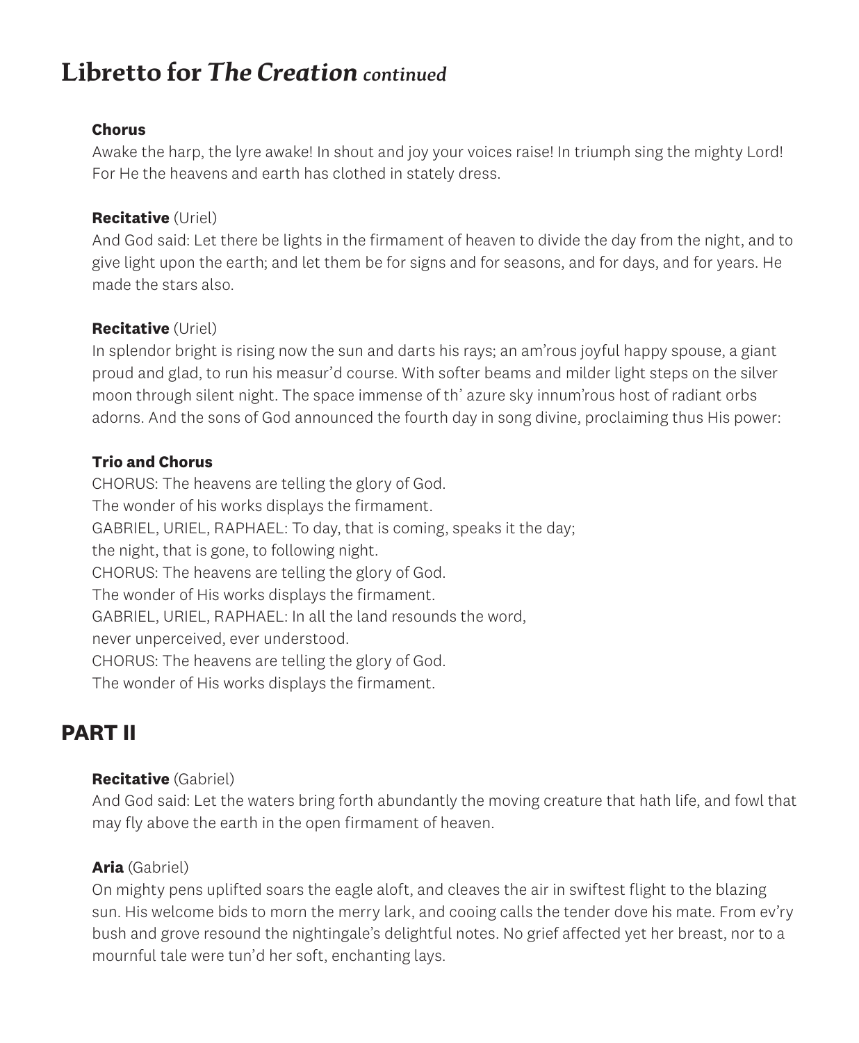# Libretto for *The Creation* *continued*

**Chorus**
Awake the harp, the lyre awake! In shout and joy your voices raise! In triumph sing the mighty Lord! For He the heavens and earth has clothed in stately dress.

**Recitative** (Uriel)
And God said: Let there be lights in the firmament of heaven to divide the day from the night, and to give light upon the earth; and let them be for signs and for seasons, and for days, and for years. He made the stars also.

**Recitative** (Uriel)
In splendor bright is rising now the sun and darts his rays; an am'rous joyful happy spouse, a giant proud and glad, to run his measur'd course. With softer beams and milder light steps on the silver moon through silent night. The space immense of th' azure sky innum'rous host of radiant orbs adorns. And the sons of God announced the fourth day in song divine, proclaiming thus His power:

**Trio and Chorus**
CHORUS: The heavens are telling the glory of God.
The wonder of his works displays the firmament.
GABRIEL, URIEL, RAPHAEL: To day, that is coming, speaks it the day;
the night, that is gone, to following night.
CHORUS: The heavens are telling the glory of God.
The wonder of His works displays the firmament.
GABRIEL, URIEL, RAPHAEL: In all the land resounds the word,
never unperceived, ever understood.
CHORUS: The heavens are telling the glory of God.
The wonder of His works displays the firmament.

## PART II

**Recitative** (Gabriel)
And God said: Let the waters bring forth abundantly the moving creature that hath life, and fowl that may fly above the earth in the open firmament of heaven.

**Aria** (Gabriel)
On mighty pens uplifted soars the eagle aloft, and cleaves the air in swiftest flight to the blazing sun. His welcome bids to morn the merry lark, and cooing calls the tender dove his mate. From ev'ry bush and grove resound the nightingale's delightful notes. No grief affected yet her breast, nor to a mournful tale were tun'd her soft, enchanting lays.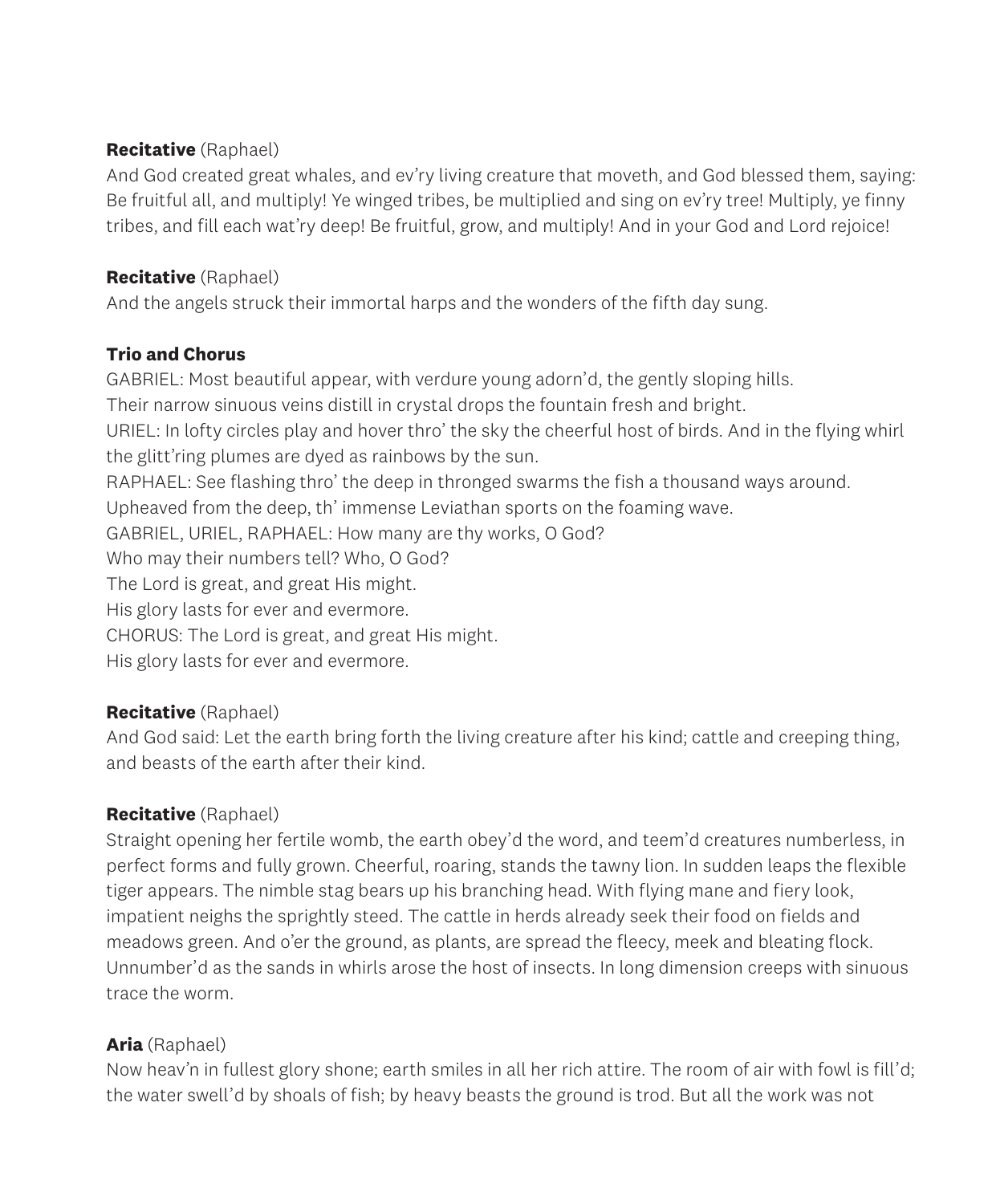**Recitative** (Raphael)
And God created great whales, and ev'ry living creature that moveth, and God blessed them, saying: Be fruitful all, and multiply! Ye winged tribes, be multiplied and sing on ev'ry tree! Multiply, ye finny tribes, and fill each wat'ry deep! Be fruitful, grow, and multiply! And in your God and Lord rejoice!

**Recitative** (Raphael)
And the angels struck their immortal harps and the wonders of the fifth day sung.

**Trio and Chorus**
GABRIEL: Most beautiful appear, with verdure young adorn'd, the gently sloping hills.
Their narrow sinuous veins distill in crystal drops the fountain fresh and bright.
URIEL: In lofty circles play and hover thro' the sky the cheerful host of birds. And in the flying whirl the glitt'ring plumes are dyed as rainbows by the sun.
RAPHAEL: See flashing thro' the deep in thronged swarms the fish a thousand ways around.
Upheaved from the deep, th' immense Leviathan sports on the foaming wave.
GABRIEL, URIEL, RAPHAEL: How many are thy works, O God?
Who may their numbers tell? Who, O God?
The Lord is great, and great His might.
His glory lasts for ever and evermore.
CHORUS: The Lord is great, and great His might.
His glory lasts for ever and evermore.

**Recitative** (Raphael)
And God said: Let the earth bring forth the living creature after his kind; cattle and creeping thing, and beasts of the earth after their kind.

**Recitative** (Raphael)
Straight opening her fertile womb, the earth obey'd the word, and teem'd creatures numberless, in perfect forms and fully grown. Cheerful, roaring, stands the tawny lion. In sudden leaps the flexible tiger appears. The nimble stag bears up his branching head. With flying mane and fiery look, impatient neighs the sprightly steed. The cattle in herds already seek their food on fields and meadows green. And o'er the ground, as plants, are spread the fleecy, meek and bleating flock. Unnumber'd as the sands in whirls arose the host of insects. In long dimension creeps with sinuous trace the worm.

**Aria** (Raphael)
Now heav'n in fullest glory shone; earth smiles in all her rich attire. The room of air with fowl is fill'd; the water swell'd by shoals of fish; by heavy beasts the ground is trod. But all the work was not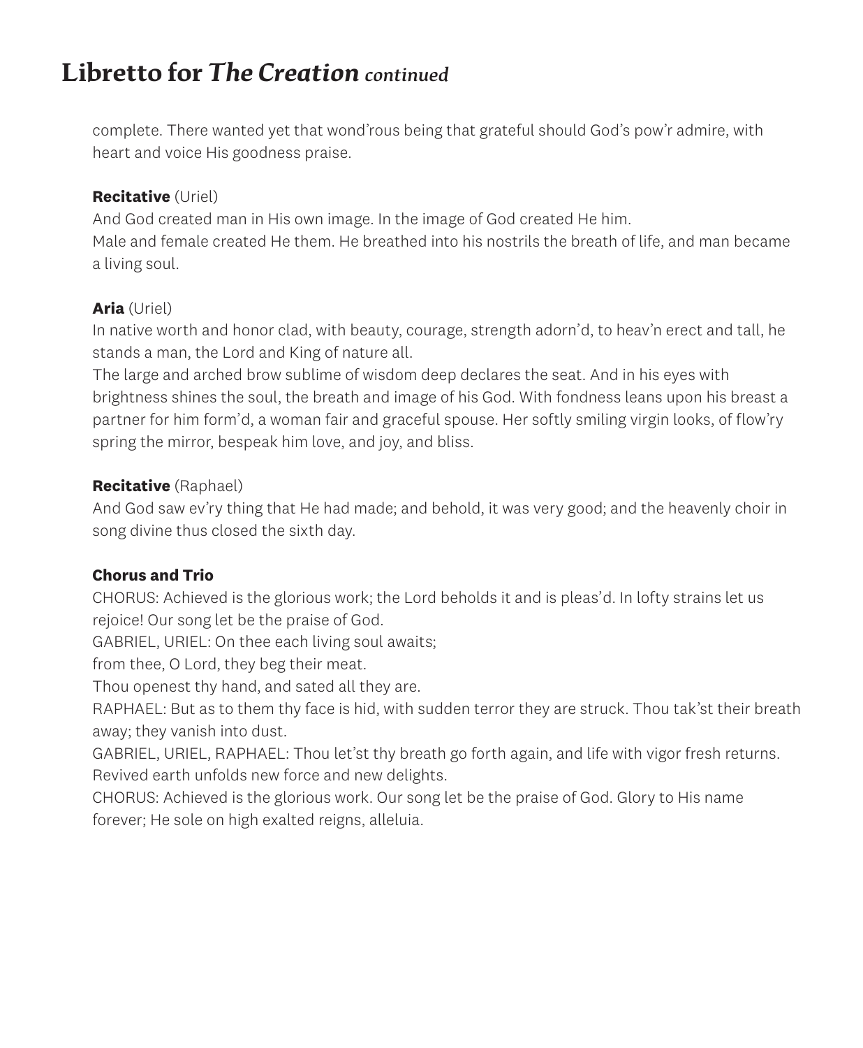# Libretto for *The Creation* *continued*

complete. There wanted yet that wond'rous being that grateful should God's pow'r admire, with heart and voice His goodness praise.

**Recitative** (Uriel)
And God created man in His own image. In the image of God created He him.
Male and female created He them. He breathed into his nostrils the breath of life, and man became a living soul.

**Aria** (Uriel)
In native worth and honor clad, with beauty, courage, strength adorn'd, to heav'n erect and tall, he stands a man, the Lord and King of nature all.
The large and arched brow sublime of wisdom deep declares the seat. And in his eyes with brightness shines the soul, the breath and image of his God. With fondness leans upon his breast a partner for him form'd, a woman fair and graceful spouse. Her softly smiling virgin looks, of flow'ry spring the mirror, bespeak him love, and joy, and bliss.

**Recitative** (Raphael)
And God saw ev'ry thing that He had made; and behold, it was very good; and the heavenly choir in song divine thus closed the sixth day.

**Chorus and Trio**
CHORUS: Achieved is the glorious work; the Lord beholds it and is pleas'd. In lofty strains let us rejoice! Our song let be the praise of God.
GABRIEL, URIEL: On thee each living soul awaits;
from thee, O Lord, they beg their meat.
Thou openest thy hand, and sated all they are.
RAPHAEL: But as to them thy face is hid, with sudden terror they are struck. Thou tak'st their breath away; they vanish into dust.
GABRIEL, URIEL, RAPHAEL: Thou let'st thy breath go forth again, and life with vigor fresh returns. Revived earth unfolds new force and new delights.
CHORUS: Achieved is the glorious work. Our song let be the praise of God. Glory to His name forever; He sole on high exalted reigns, alleluia.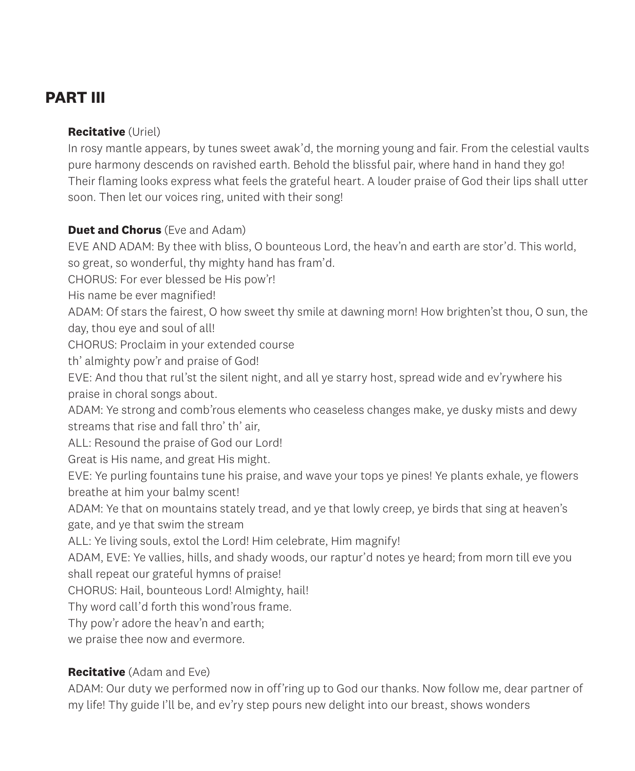## PART III

**Recitative** (Uriel)

In rosy mantle appears, by tunes sweet awak'd, the morning young and fair. From the celestial vaults pure harmony descends on ravished earth. Behold the blissful pair, where hand in hand they go! Their flaming looks express what feels the grateful heart. A louder praise of God their lips shall utter soon. Then let our voices ring, united with their song!

**Duet and Chorus** (Eve and Adam)

EVE AND ADAM: By thee with bliss, O bounteous Lord, the heav'n and earth are stor'd. This world, so great, so wonderful, thy mighty hand has fram'd.

CHORUS: For ever blessed be His pow'r!
His name be ever magnified!

ADAM: Of stars the fairest, O how sweet thy smile at dawning morn! How brighten'st thou, O sun, the day, thou eye and soul of all!

CHORUS: Proclaim in your extended course
th' almighty pow'r and praise of God!

EVE: And thou that rul'st the silent night, and all ye starry host, spread wide and ev'rywhere his praise in choral songs about.

ADAM: Ye strong and comb'rous elements who ceaseless changes make, ye dusky mists and dewy streams that rise and fall thro' th' air,

ALL: Resound the praise of God our Lord!
Great is His name, and great His might.

EVE: Ye purling fountains tune his praise, and wave your tops ye pines! Ye plants exhale, ye flowers breathe at him your balmy scent!

ADAM: Ye that on mountains stately tread, and ye that lowly creep, ye birds that sing at heaven's gate, and ye that swim the stream

ALL: Ye living souls, extol the Lord! Him celebrate, Him magnify!

ADAM, EVE: Ye vallies, hills, and shady woods, our raptur'd notes ye heard; from morn till eve you shall repeat our grateful hymns of praise!

CHORUS: Hail, bounteous Lord! Almighty, hail!
Thy word call'd forth this wond'rous frame.
Thy pow'r adore the heav'n and earth;
we praise thee now and evermore.

**Recitative** (Adam and Eve)

ADAM: Our duty we performed now in off'ring up to God our thanks. Now follow me, dear partner of my life! Thy guide I'll be, and ev'ry step pours new delight into our breast, shows wonders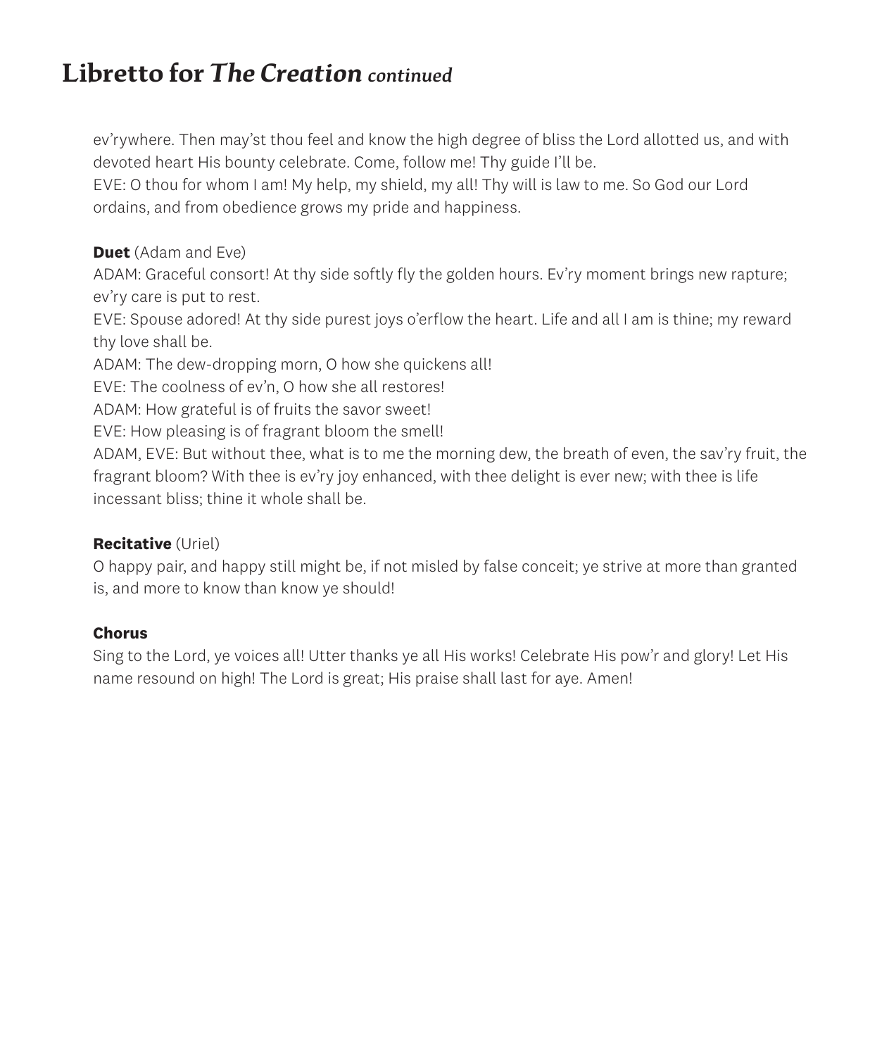# Libretto for *The Creation* *continued*

ev'rywhere. Then may'st thou feel and know the high degree of bliss the Lord allotted us, and with devoted heart His bounty celebrate. Come, follow me! Thy guide I'll be.
EVE: O thou for whom I am! My help, my shield, my all! Thy will is law to me. So God our Lord ordains, and from obedience grows my pride and happiness.

**Duet** (Adam and Eve)
ADAM: Graceful consort! At thy side softly fly the golden hours. Ev'ry moment brings new rapture; ev'ry care is put to rest.
EVE: Spouse adored! At thy side purest joys o'erflow the heart. Life and all I am is thine; my reward thy love shall be.
ADAM: The dew-dropping morn, O how she quickens all!
EVE: The coolness of ev'n, O how she all restores!
ADAM: How grateful is of fruits the savor sweet!
EVE: How pleasing is of fragrant bloom the smell!
ADAM, EVE: But without thee, what is to me the morning dew, the breath of even, the sav'ry fruit, the fragrant bloom? With thee is ev'ry joy enhanced, with thee delight is ever new; with thee is life incessant bliss; thine it whole shall be.

**Recitative** (Uriel)
O happy pair, and happy still might be, if not misled by false conceit; ye strive at more than granted is, and more to know than know ye should!

**Chorus**
Sing to the Lord, ye voices all! Utter thanks ye all His works! Celebrate His pow'r and glory! Let His name resound on high! The Lord is great; His praise shall last for aye. Amen!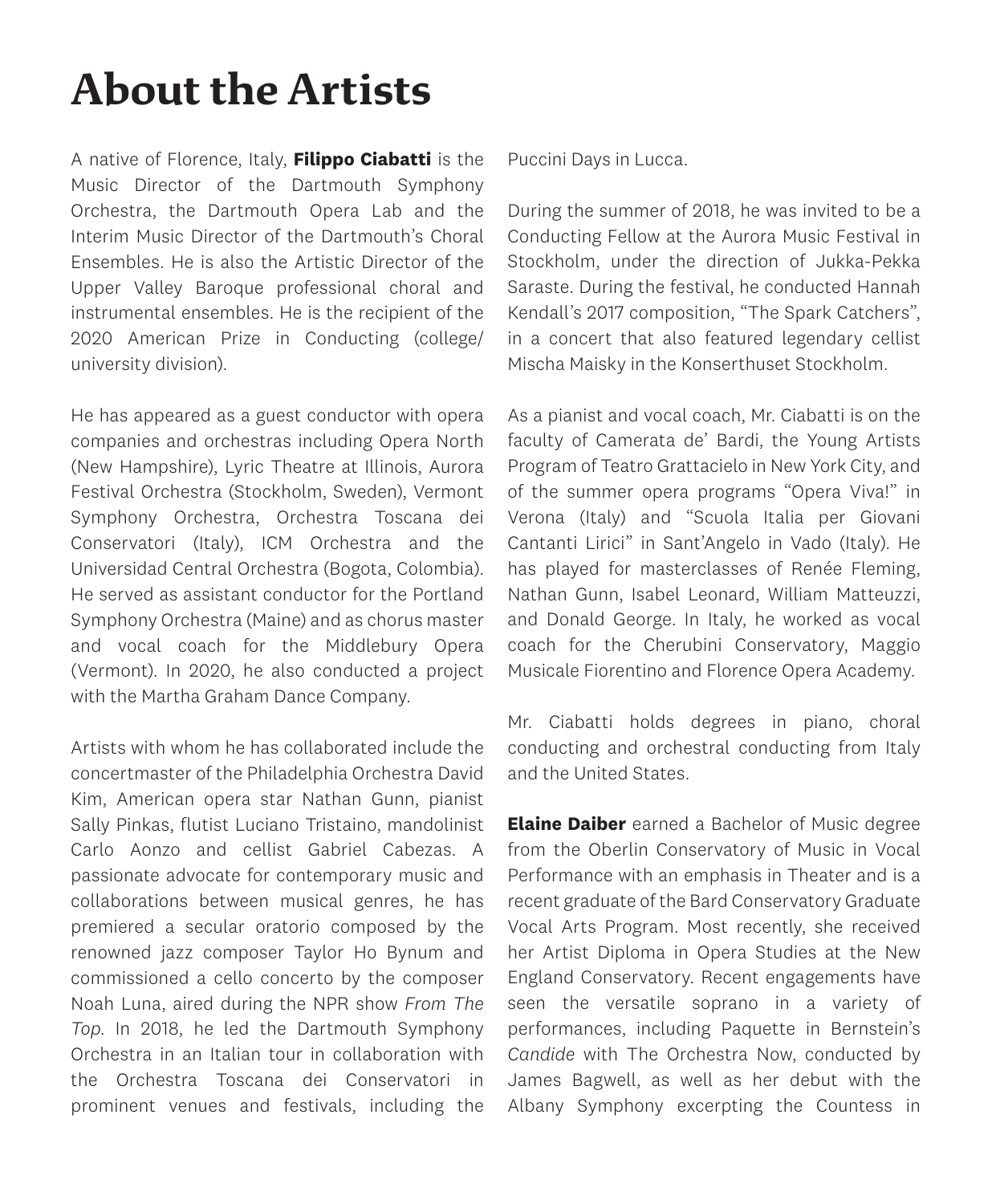# About the Artists

A native of Florence, Italy, **Filippo Ciabatti** is the Music Director of the Dartmouth Symphony Orchestra, the Dartmouth Opera Lab and the Interim Music Director of the Dartmouth's Choral Ensembles. He is also the Artistic Director of the Upper Valley Baroque professional choral and instrumental ensembles. He is the recipient of the 2020 American Prize in Conducting (college/ university division).

He has appeared as a guest conductor with opera companies and orchestras including Opera North (New Hampshire), Lyric Theatre at Illinois, Aurora Festival Orchestra (Stockholm, Sweden), Vermont Symphony Orchestra, Orchestra Toscana dei Conservatori (Italy), ICM Orchestra and the Universidad Central Orchestra (Bogota, Colombia). He served as assistant conductor for the Portland Symphony Orchestra (Maine) and as chorus master and vocal coach for the Middlebury Opera (Vermont). In 2020, he also conducted a project with the Martha Graham Dance Company.

Artists with whom he has collaborated include the concertmaster of the Philadelphia Orchestra David Kim, American opera star Nathan Gunn, pianist Sally Pinkas, flutist Luciano Tristaino, mandolinist Carlo Aonzo and cellist Gabriel Cabezas. A passionate advocate for contemporary music and collaborations between musical genres, he has premiered a secular oratorio composed by the renowned jazz composer Taylor Ho Bynum and commissioned a cello concerto by the composer Noah Luna, aired during the NPR show *From The Top*. In 2018, he led the Dartmouth Symphony Orchestra in an Italian tour in collaboration with the Orchestra Toscana dei Conservatori in prominent venues and festivals, including the Puccini Days in Lucca.

During the summer of 2018, he was invited to be a Conducting Fellow at the Aurora Music Festival in Stockholm, under the direction of Jukka-Pekka Saraste. During the festival, he conducted Hannah Kendall's 2017 composition, "The Spark Catchers", in a concert that also featured legendary cellist Mischa Maisky in the Konserthuset Stockholm.

As a pianist and vocal coach, Mr. Ciabatti is on the faculty of Camerata de' Bardi, the Young Artists Program of Teatro Grattacielo in New York City, and of the summer opera programs "Opera Viva!" in Verona (Italy) and "Scuola Italia per Giovani Cantanti Lirici" in Sant'Angelo in Vado (Italy). He has played for masterclasses of Renée Fleming, Nathan Gunn, Isabel Leonard, William Matteuzzi, and Donald George. In Italy, he worked as vocal coach for the Cherubini Conservatory, Maggio Musicale Fiorentino and Florence Opera Academy.

Mr. Ciabatti holds degrees in piano, choral conducting and orchestral conducting from Italy and the United States.

**Elaine Daiber** earned a Bachelor of Music degree from the Oberlin Conservatory of Music in Vocal Performance with an emphasis in Theater and is a recent graduate of the Bard Conservatory Graduate Vocal Arts Program. Most recently, she received her Artist Diploma in Opera Studies at the New England Conservatory. Recent engagements have seen the versatile soprano in a variety of performances, including Paquette in Bernstein's *Candide* with The Orchestra Now, conducted by James Bagwell, as well as her debut with the Albany Symphony excerpting the Countess in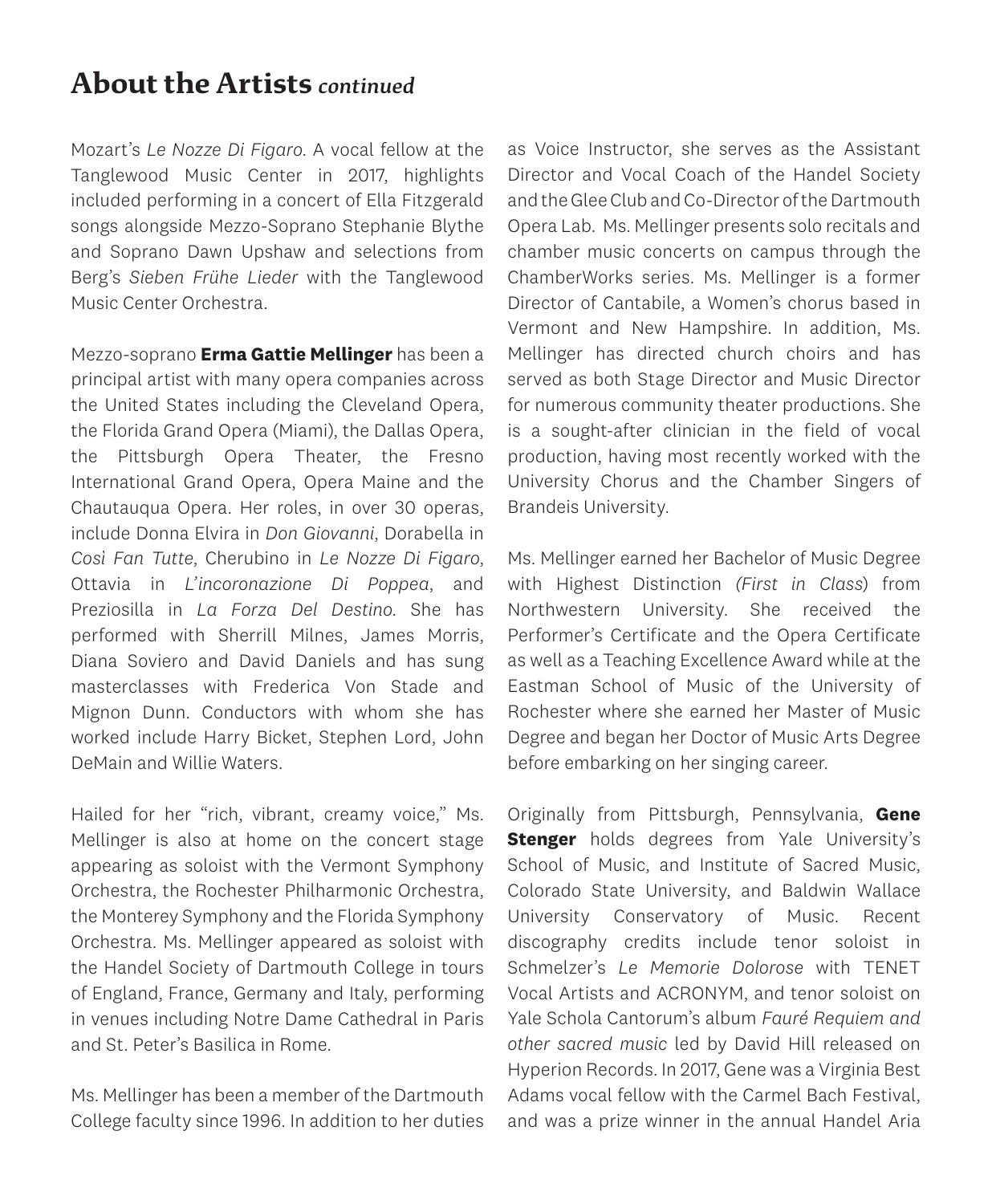## About the Artists *continued*

Mozart's *Le Nozze Di Figaro*. A vocal fellow at the Tanglewood Music Center in 2017, highlights included performing in a concert of Ella Fitzgerald songs alongside Mezzo-Soprano Stephanie Blythe and Soprano Dawn Upshaw and selections from Berg's *Sieben Frühe Lieder* with the Tanglewood Music Center Orchestra.

Mezzo-soprano **Erma Gattie Mellinger** has been a principal artist with many opera companies across the United States including the Cleveland Opera, the Florida Grand Opera (Miami), the Dallas Opera, the Pittsburgh Opera Theater, the Fresno International Grand Opera, Opera Maine and the Chautauqua Opera. Her roles, in over 30 operas, include Donna Elvira in *Don Giovanni*, Dorabella in *Così Fan Tutte*, Cherubino in *Le Nozze Di Figaro*, Ottavia in *L'incoronazione Di Poppea*, and Preziosilla in *La Forza Del Destino*. She has performed with Sherrill Milnes, James Morris, Diana Soviero and David Daniels and has sung masterclasses with Frederica Von Stade and Mignon Dunn. Conductors with whom she has worked include Harry Bicket, Stephen Lord, John DeMain and Willie Waters.

Hailed for her "rich, vibrant, creamy voice," Ms. Mellinger is also at home on the concert stage appearing as soloist with the Vermont Symphony Orchestra, the Rochester Philharmonic Orchestra, the Monterey Symphony and the Florida Symphony Orchestra. Ms. Mellinger appeared as soloist with the Handel Society of Dartmouth College in tours of England, France, Germany and Italy, performing in venues including Notre Dame Cathedral in Paris and St. Peter's Basilica in Rome.

Ms. Mellinger has been a member of the Dartmouth College faculty since 1996. In addition to her duties as Voice Instructor, she serves as the Assistant Director and Vocal Coach of the Handel Society and the Glee Club and Co-Director of the Dartmouth Opera Lab. Ms. Mellinger presents solo recitals and chamber music concerts on campus through the ChamberWorks series. Ms. Mellinger is a former Director of Cantabile, a Women's chorus based in Vermont and New Hampshire. In addition, Ms. Mellinger has directed church choirs and has served as both Stage Director and Music Director for numerous community theater productions. She is a sought-after clinician in the field of vocal production, having most recently worked with the University Chorus and the Chamber Singers of Brandeis University.

Ms. Mellinger earned her Bachelor of Music Degree with Highest Distinction *(First in Class)* from Northwestern University. She received the Performer's Certificate and the Opera Certificate as well as a Teaching Excellence Award while at the Eastman School of Music of the University of Rochester where she earned her Master of Music Degree and began her Doctor of Music Arts Degree before embarking on her singing career.

Originally from Pittsburgh, Pennsylvania, **Gene Stenger** holds degrees from Yale University's School of Music, and Institute of Sacred Music, Colorado State University, and Baldwin Wallace University Conservatory of Music. Recent discography credits include tenor soloist in Schmelzer's *Le Memorie Dolorose* with TENET Vocal Artists and ACRONYM, and tenor soloist on Yale Schola Cantorum's album *Fauré Requiem and other sacred music* led by David Hill released on Hyperion Records. In 2017, Gene was a Virginia Best Adams vocal fellow with the Carmel Bach Festival, and was a prize winner in the annual Handel Aria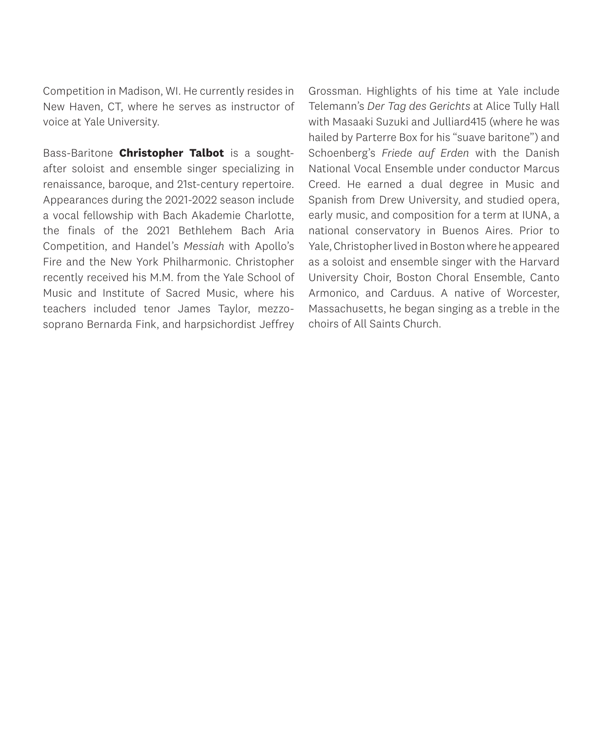Competition in Madison, WI. He currently resides in New Haven, CT, where he serves as instructor of voice at Yale University.

Bass-Baritone **Christopher Talbot** is a sought-after soloist and ensemble singer specializing in renaissance, baroque, and 21st-century repertoire. Appearances during the 2021-2022 season include a vocal fellowship with Bach Akademie Charlotte, the finals of the 2021 Bethlehem Bach Aria Competition, and Handel's *Messiah* with Apollo's Fire and the New York Philharmonic. Christopher recently received his M.M. from the Yale School of Music and Institute of Sacred Music, where his teachers included tenor James Taylor, mezzo-soprano Bernarda Fink, and harpsichordist Jeffrey Grossman. Highlights of his time at Yale include Telemann's *Der Tag des Gerichts* at Alice Tully Hall with Masaaki Suzuki and Julliard415 (where he was hailed by Parterre Box for his "suave baritone") and Schoenberg's *Friede auf Erden* with the Danish National Vocal Ensemble under conductor Marcus Creed. He earned a dual degree in Music and Spanish from Drew University, and studied opera, early music, and composition for a term at IUNA, a national conservatory in Buenos Aires. Prior to Yale, Christopher lived in Boston where he appeared as a soloist and ensemble singer with the Harvard University Choir, Boston Choral Ensemble, Canto Armonico, and Carduus. A native of Worcester, Massachusetts, he began singing as a treble in the choirs of All Saints Church.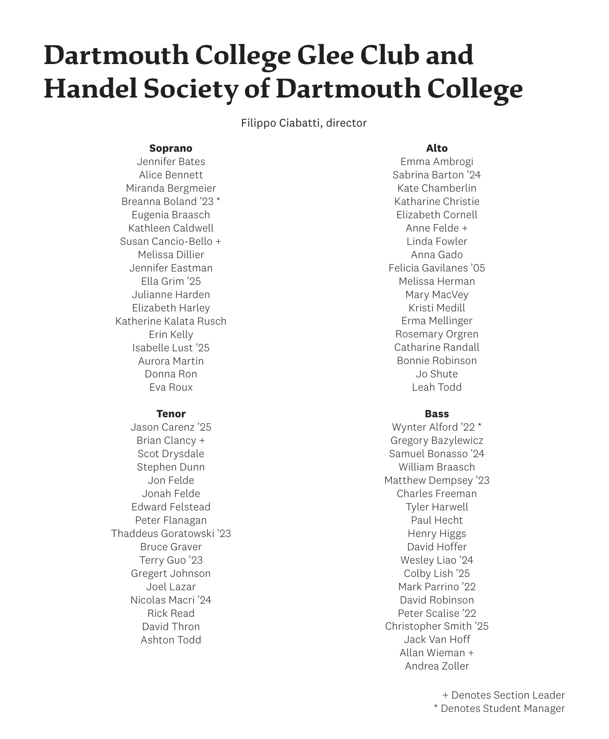# Dartmouth College Glee Club and Handel Society of Dartmouth College

Filippo Ciabatti, director

**Soprano**
Jennifer Bates
Alice Bennett
Miranda Bergmeier
Breanna Boland '23 *
Eugenia Braasch
Kathleen Caldwell
Susan Cancio-Bello +
Melissa Dillier
Jennifer Eastman
Ella Grim '25
Julianne Harden
Elizabeth Harley
Katherine Kalata Rusch
Erin Kelly
Isabelle Lust '25
Aurora Martin
Donna Ron
Eva Roux

**Alto**
Emma Ambrogi
Sabrina Barton '24
Kate Chamberlin
Katharine Christie
Elizabeth Cornell
Anne Felde +
Linda Fowler
Anna Gado
Felicia Gavilanes '05
Melissa Herman
Mary MacVey
Kristi Medill
Erma Mellinger
Rosemary Orgren
Catharine Randall
Bonnie Robinson
Jo Shute
Leah Todd

**Tenor**
Jason Carenz '25
Brian Clancy +
Scot Drysdale
Stephen Dunn
Jon Felde
Jonah Felde
Edward Felstead
Peter Flanagan
Thaddeus Goratowski '23
Bruce Graver
Terry Guo '23
Gregert Johnson
Joel Lazar
Nicolas Macri '24
Rick Read
David Thron
Ashton Todd

**Bass**
Wynter Alford '22 *
Gregory Bazylewicz
Samuel Bonasso '24
William Braasch
Matthew Dempsey '23
Charles Freeman
Tyler Harwell
Paul Hecht
Henry Higgs
David Hoffer
Wesley Liao '24
Colby Lish '25
Mark Parrino '22
David Robinson
Peter Scalise '22
Christopher Smith '25
Jack Van Hoff
Allan Wieman +
Andrea Zoller

+ Denotes Section Leader
* Denotes Student Manager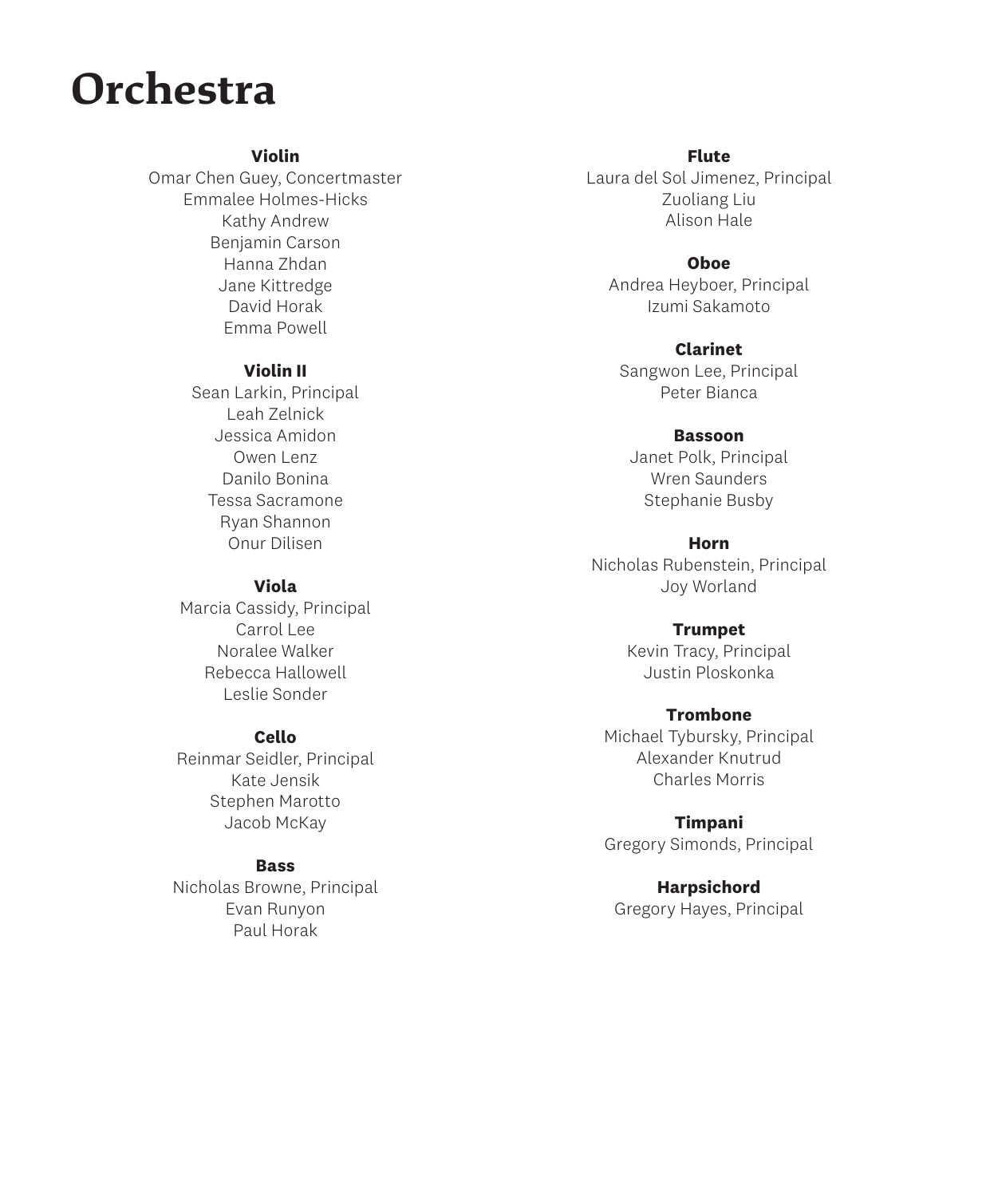# Orchestra

**Violin**

Omar Chen Guey, Concertmaster
Emmalee Holmes-Hicks
Kathy Andrew
Benjamin Carson
Hanna Zhdan
Jane Kittredge
David Horak
Emma Powell

**Violin II**

Sean Larkin, Principal
Leah Zelnick
Jessica Amidon
Owen Lenz
Danilo Bonina
Tessa Sacramone
Ryan Shannon
Onur Dilisen

**Viola**

Marcia Cassidy, Principal
Carrol Lee
Noralee Walker
Rebecca Hallowell
Leslie Sonder

**Cello**

Reinmar Seidler, Principal
Kate Jensik
Stephen Marotto
Jacob McKay

**Bass**

Nicholas Browne, Principal
Evan Runyon
Paul Horak

**Flute**

Laura del Sol Jimenez, Principal
Zuoliang Liu
Alison Hale

**Oboe**

Andrea Heyboer, Principal
Izumi Sakamoto

**Clarinet**

Sangwon Lee, Principal
Peter Bianca

**Bassoon**

Janet Polk, Principal
Wren Saunders
Stephanie Busby

**Horn**

Nicholas Rubenstein, Principal
Joy Worland

**Trumpet**

Kevin Tracy, Principal
Justin Ploskonka

**Trombone**

Michael Tybursky, Principal
Alexander Knutrud
Charles Morris

**Timpani**

Gregory Simonds, Principal

**Harpsichord**

Gregory Hayes, Principal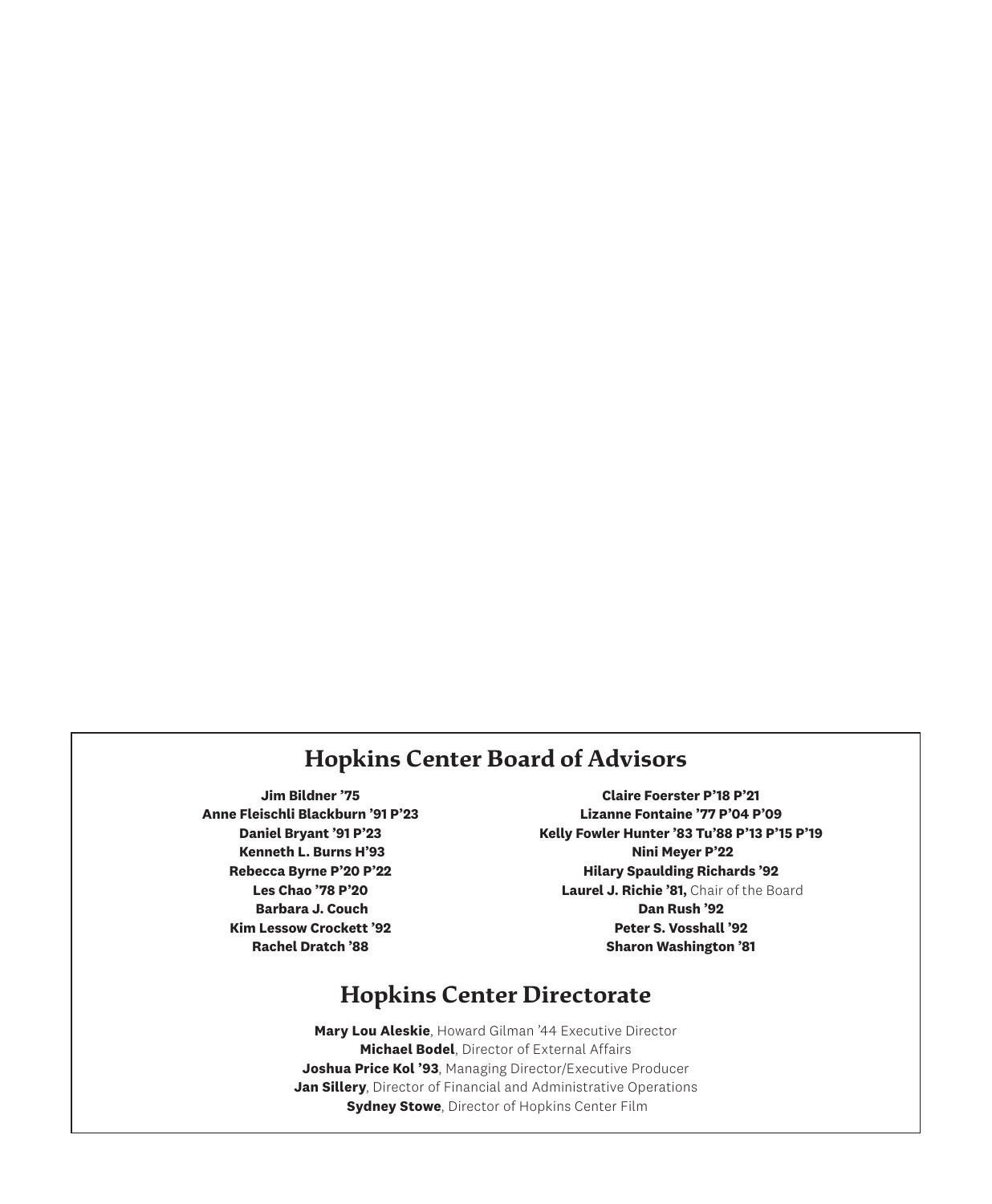## Hopkins Center Board of Advisors

**Jim Bildner ’75**
**Anne Fleischli Blackburn ’91 P’23**
**Daniel Bryant ’91 P’23**
**Kenneth L. Burns H’93**
**Rebecca Byrne P’20 P’22**
**Les Chao ’78 P’20**
**Barbara J. Couch**
**Kim Lessow Crockett ’92**
**Rachel Dratch ’88**
**Claire Foerster P’18 P’21**
**Lizanne Fontaine ’77 P’04 P’09**
**Kelly Fowler Hunter ’83 Tu’88 P’13 P’15 P’19**
**Nini Meyer P’22**
**Hilary Spaulding Richards ’92**
**Laurel J. Richie ’81,** Chair of the Board
**Dan Rush ’92**
**Peter S. Vosshall ’92**
**Sharon Washington ’81**

## Hopkins Center Directorate

**Mary Lou Aleskie**, Howard Gilman ’44 Executive Director
**Michael Bodel**, Director of External Affairs
**Joshua Price Kol ’93**, Managing Director/Executive Producer
**Jan Sillery**, Director of Financial and Administrative Operations
**Sydney Stowe**, Director of Hopkins Center Film